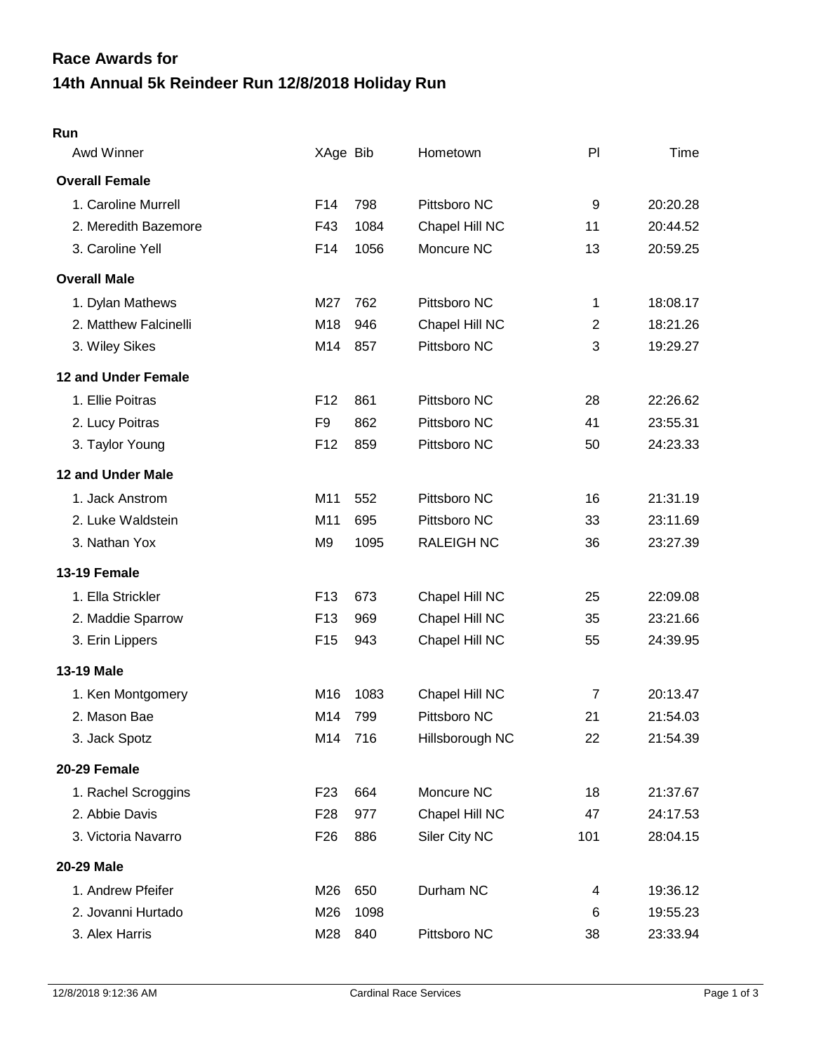# Race Awards for
# 14th Annual 5k Reindeer Run 12/8/2018 Holiday Run

## Run

| Awd Winner | XAge | Bib | Hometown | Pl | Time |
|---|---|---|---|---|---|
| **Overall Female** | | | | | |
| 1. Caroline Murrell | F14 | 798 | Pittsboro NC | 9 | 20:20.28 |
| 2. Meredith Bazemore | F43 | 1084 | Chapel Hill NC | 11 | 20:44.52 |
| 3. Caroline Yell | F14 | 1056 | Moncure NC | 13 | 20:59.25 |
| **Overall Male** | | | | | |
| 1. Dylan Mathews | M27 | 762 | Pittsboro NC | 1 | 18:08.17 |
| 2. Matthew Falcinelli | M18 | 946 | Chapel Hill NC | 2 | 18:21.26 |
| 3. Wiley Sikes | M14 | 857 | Pittsboro NC | 3 | 19:29.27 |
| **12 and Under Female** | | | | | |
| 1. Ellie Poitras | F12 | 861 | Pittsboro NC | 28 | 22:26.62 |
| 2. Lucy Poitras | F9 | 862 | Pittsboro NC | 41 | 23:55.31 |
| 3. Taylor Young | F12 | 859 | Pittsboro NC | 50 | 24:23.33 |
| **12 and Under Male** | | | | | |
| 1. Jack Anstrom | M11 | 552 | Pittsboro NC | 16 | 21:31.19 |
| 2. Luke Waldstein | M11 | 695 | Pittsboro NC | 33 | 23:11.69 |
| 3. Nathan Yox | M9 | 1095 | RALEIGH NC | 36 | 23:27.39 |
| **13-19 Female** | | | | | |
| 1. Ella Strickler | F13 | 673 | Chapel Hill NC | 25 | 22:09.08 |
| 2. Maddie Sparrow | F13 | 969 | Chapel Hill NC | 35 | 23:21.66 |
| 3. Erin Lippers | F15 | 943 | Chapel Hill NC | 55 | 24:39.95 |
| **13-19 Male** | | | | | |
| 1. Ken Montgomery | M16 | 1083 | Chapel Hill NC | 7 | 20:13.47 |
| 2. Mason Bae | M14 | 799 | Pittsboro NC | 21 | 21:54.03 |
| 3. Jack Spotz | M14 | 716 | Hillsborough NC | 22 | 21:54.39 |
| **20-29 Female** | | | | | |
| 1. Rachel Scroggins | F23 | 664 | Moncure NC | 18 | 21:37.67 |
| 2. Abbie Davis | F28 | 977 | Chapel Hill NC | 47 | 24:17.53 |
| 3. Victoria Navarro | F26 | 886 | Siler City NC | 101 | 28:04.15 |
| **20-29 Male** | | | | | |
| 1. Andrew Pfeifer | M26 | 650 | Durham NC | 4 | 19:36.12 |
| 2. Jovanni Hurtado | M26 | 1098 | | 6 | 19:55.23 |
| 3. Alex Harris | M28 | 840 | Pittsboro NC | 38 | 23:33.94 |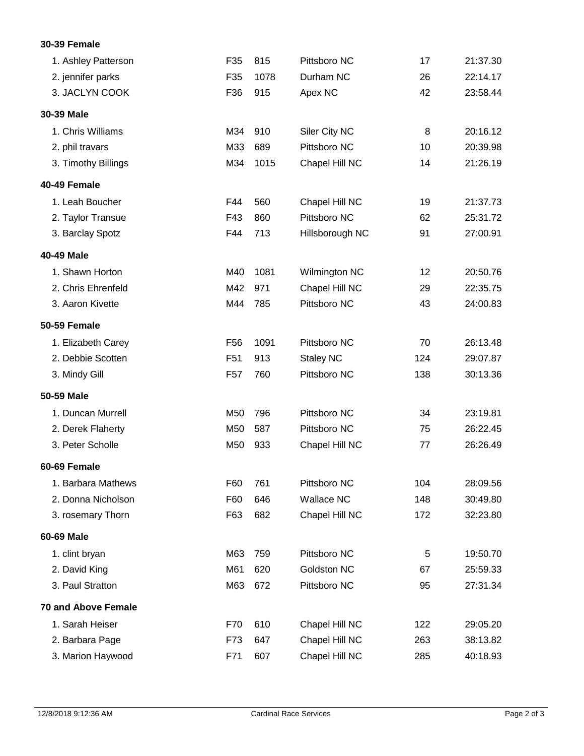**30-39 Female**

| | | | | | |
|---|---|---|---|---|---|
| 1. Ashley Patterson | F35 | 815 | Pittsboro NC | 17 | 21:37.30 |
| 2. jennifer parks | F35 | 1078 | Durham NC | 26 | 22:14.17 |
| 3. JACLYN COOK | F36 | 915 | Apex NC | 42 | 23:58.44 |

**30-39 Male**

| | | | | | |
|---|---|---|---|---|---|
| 1. Chris Williams | M34 | 910 | Siler City NC | 8 | 20:16.12 |
| 2. phil travars | M33 | 689 | Pittsboro NC | 10 | 20:39.98 |
| 3. Timothy Billings | M34 | 1015 | Chapel Hill NC | 14 | 21:26.19 |

**40-49 Female**

| | | | | | |
|---|---|---|---|---|---|
| 1. Leah Boucher | F44 | 560 | Chapel Hill NC | 19 | 21:37.73 |
| 2. Taylor Transue | F43 | 860 | Pittsboro NC | 62 | 25:31.72 |
| 3. Barclay Spotz | F44 | 713 | Hillsborough NC | 91 | 27:00.91 |

**40-49 Male**

| | | | | | |
|---|---|---|---|---|---|
| 1. Shawn Horton | M40 | 1081 | Wilmington NC | 12 | 20:50.76 |
| 2. Chris Ehrenfeld | M42 | 971 | Chapel Hill NC | 29 | 22:35.75 |
| 3. Aaron Kivette | M44 | 785 | Pittsboro NC | 43 | 24:00.83 |

**50-59 Female**

| | | | | | |
|---|---|---|---|---|---|
| 1. Elizabeth Carey | F56 | 1091 | Pittsboro NC | 70 | 26:13.48 |
| 2. Debbie Scotten | F51 | 913 | Staley NC | 124 | 29:07.87 |
| 3. Mindy Gill | F57 | 760 | Pittsboro NC | 138 | 30:13.36 |

**50-59 Male**

| | | | | | |
|---|---|---|---|---|---|
| 1. Duncan Murrell | M50 | 796 | Pittsboro NC | 34 | 23:19.81 |
| 2. Derek Flaherty | M50 | 587 | Pittsboro NC | 75 | 26:22.45 |
| 3. Peter Scholle | M50 | 933 | Chapel Hill NC | 77 | 26:26.49 |

**60-69 Female**

| | | | | | |
|---|---|---|---|---|---|
| 1. Barbara Mathews | F60 | 761 | Pittsboro NC | 104 | 28:09.56 |
| 2. Donna Nicholson | F60 | 646 | Wallace NC | 148 | 30:49.80 |
| 3. rosemary Thorn | F63 | 682 | Chapel Hill NC | 172 | 32:23.80 |

**60-69 Male**

| | | | | | |
|---|---|---|---|---|---|
| 1. clint bryan | M63 | 759 | Pittsboro NC | 5 | 19:50.70 |
| 2. David King | M61 | 620 | Goldston NC | 67 | 25:59.33 |
| 3. Paul Stratton | M63 | 672 | Pittsboro NC | 95 | 27:31.34 |

**70 and Above Female**

| | | | | | |
|---|---|---|---|---|---|
| 1. Sarah Heiser | F70 | 610 | Chapel Hill NC | 122 | 29:05.20 |
| 2. Barbara Page | F73 | 647 | Chapel Hill NC | 263 | 38:13.82 |
| 3. Marion Haywood | F71 | 607 | Chapel Hill NC | 285 | 40:18.93 |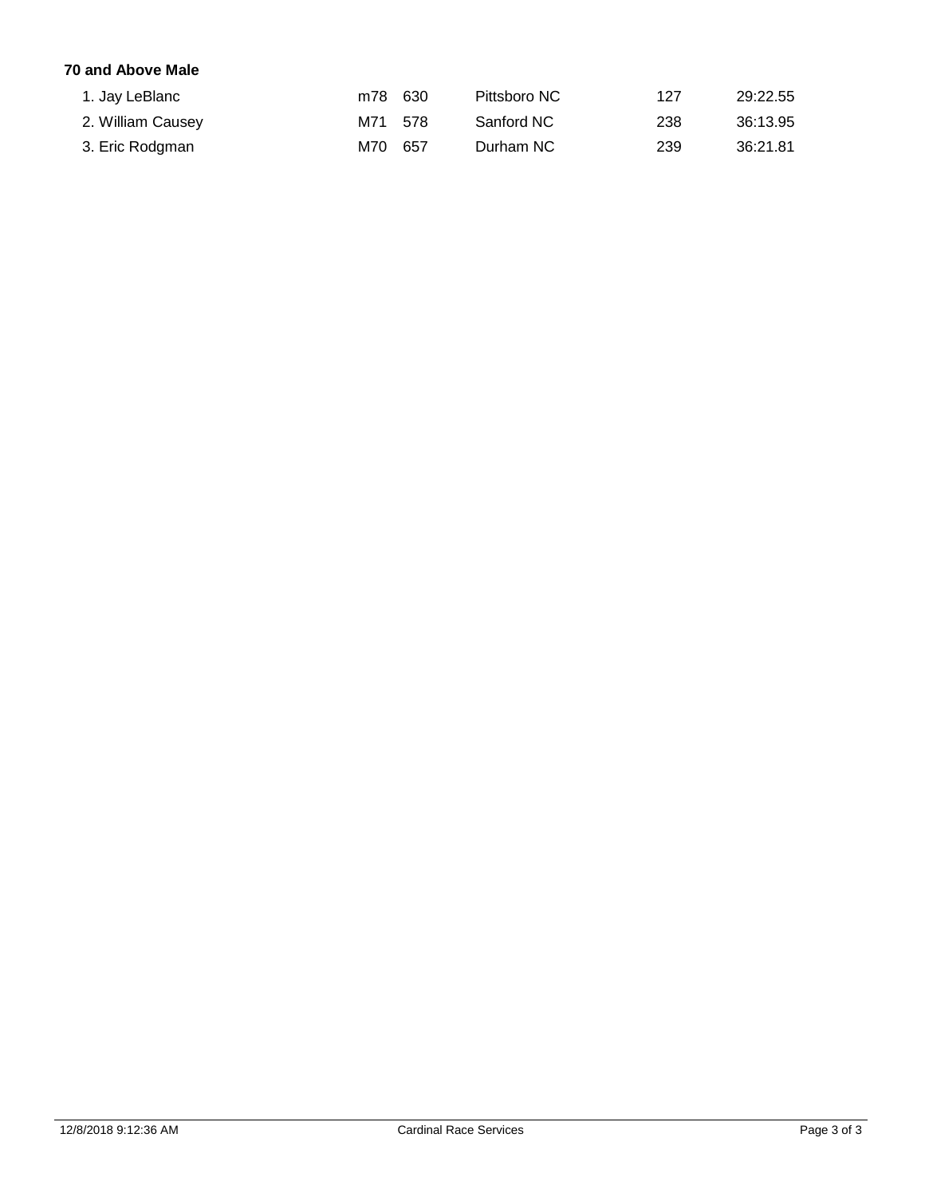### 70 and Above Male

| | | | | | |
|---|---|---|---|---|---|
| 1. Jay LeBlanc | m78 | 630 | Pittsboro NC | 127 | 29:22.55 |
| 2. William Causey | M71 | 578 | Sanford NC | 238 | 36:13.95 |
| 3. Eric Rodgman | M70 | 657 | Durham NC | 239 | 36:21.81 |